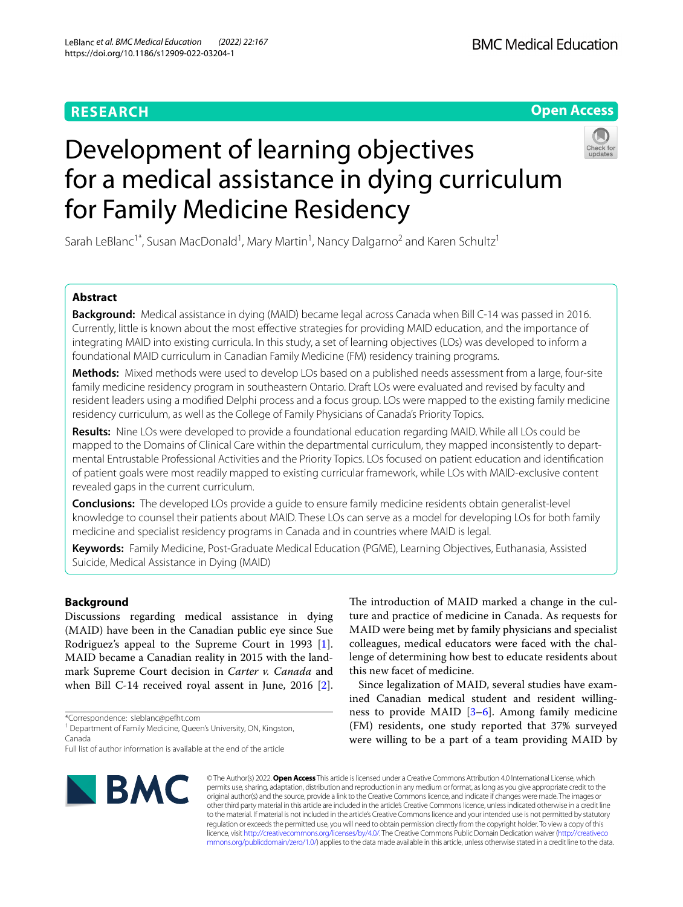RESEARCH

Open Access

# Development of learning objectives for a medical assistance in dying curriculum for Family Medicine Residency

Sarah LeBlanc[1*], Susan MacDonald[1], Mary Martin[1], Nancy Dalgarno[2] and Karen Schultz[1]

## Abstract

**Background:** Medical assistance in dying (MAID) became legal across Canada when Bill C-14 was passed in 2016. Currently, little is known about the most effective strategies for providing MAID education, and the importance of integrating MAID into existing curricula. In this study, a set of learning objectives (LOs) was developed to inform a foundational MAID curriculum in Canadian Family Medicine (FM) residency training programs.

**Methods:** Mixed methods were used to develop LOs based on a published needs assessment from a large, four-site family medicine residency program in southeastern Ontario. Draft LOs were evaluated and revised by faculty and resident leaders using a modified Delphi process and a focus group. LOs were mapped to the existing family medicine residency curriculum, as well as the College of Family Physicians of Canada's Priority Topics.

**Results:** Nine LOs were developed to provide a foundational education regarding MAID. While all LOs could be mapped to the Domains of Clinical Care within the departmental curriculum, they mapped inconsistently to departmental Entrustable Professional Activities and the Priority Topics. LOs focused on patient education and identification of patient goals were most readily mapped to existing curricular framework, while LOs with MAID-exclusive content revealed gaps in the current curriculum.

**Conclusions:** The developed LOs provide a guide to ensure family medicine residents obtain generalist-level knowledge to counsel their patients about MAID. These LOs can serve as a model for developing LOs for both family medicine and specialist residency programs in Canada and in countries where MAID is legal.

**Keywords:** Family Medicine, Post-Graduate Medical Education (PGME), Learning Objectives, Euthanasia, Assisted Suicide, Medical Assistance in Dying (MAID)

## Background

Discussions regarding medical assistance in dying (MAID) have been in the Canadian public eye since Sue Rodriguez's appeal to the Supreme Court in 1993 [1]. MAID became a Canadian reality in 2015 with the landmark Supreme Court decision in *Carter v. Canada* and when Bill C-14 received royal assent in June, 2016 [2].

The introduction of MAID marked a change in the culture and practice of medicine in Canada. As requests for MAID were being met by family physicians and specialist colleagues, medical educators were faced with the challenge of determining how best to educate residents about this new facet of medicine.

Since legalization of MAID, several studies have examined Canadian medical student and resident willingness to provide MAID [3–6]. Among family medicine (FM) residents, one study reported that 37% surveyed were willing to be a part of a team providing MAID by

*Correspondence: sleblanc@pefht.com
[1] Department of Family Medicine, Queen's University, ON, Kingston, Canada
Full list of author information is available at the end of the article

© The Author(s) 2022. **Open Access** This article is licensed under a Creative Commons Attribution 4.0 International License, which permits use, sharing, adaptation, distribution and reproduction in any medium or format, as long as you give appropriate credit to the original author(s) and the source, provide a link to the Creative Commons licence, and indicate if changes were made. The images or other third party material in this article are included in the article's Creative Commons licence, unless indicated otherwise in a credit line to the material. If material is not included in the article's Creative Commons licence and your intended use is not permitted by statutory regulation or exceeds the permitted use, you will need to obtain permission directly from the copyright holder. To view a copy of this licence, visit http://creativecommons.org/licenses/by/4.0/. The Creative Commons Public Domain Dedication waiver (http://creativecommons.org/publicdomain/zero/1.0/) applies to the data made available in this article, unless otherwise stated in a credit line to the data.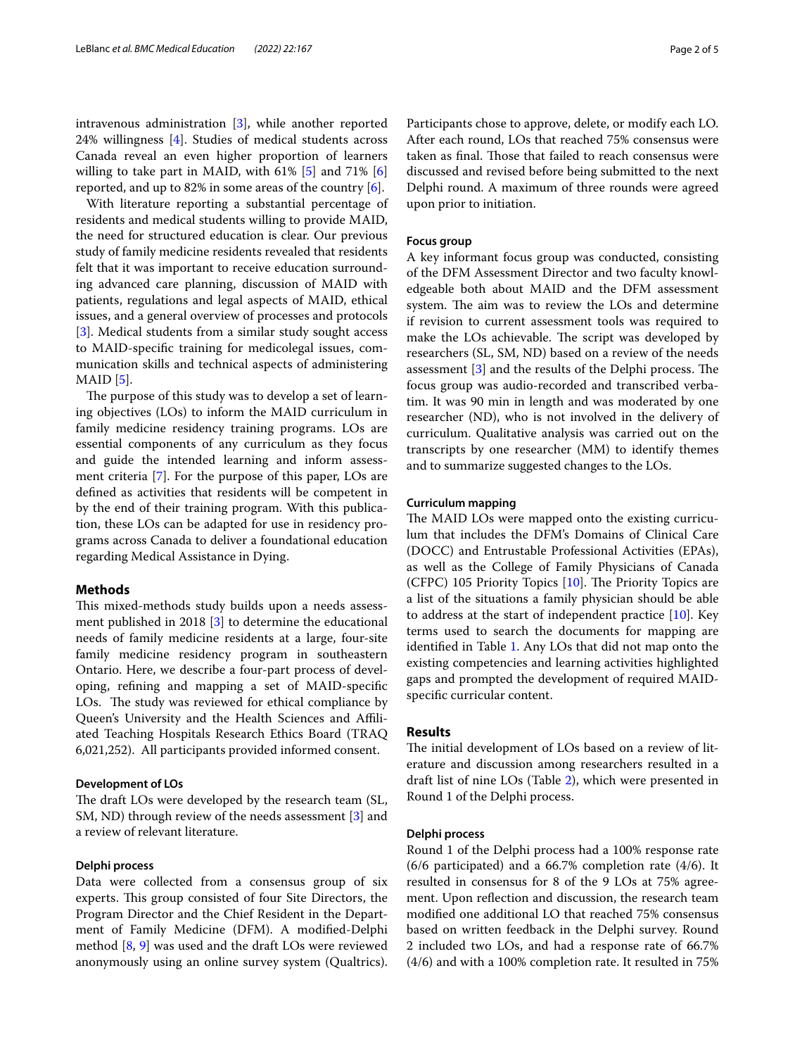intravenous administration [3], while another reported 24% willingness [4]. Studies of medical students across Canada reveal an even higher proportion of learners willing to take part in MAID, with 61% [5] and 71% [6] reported, and up to 82% in some areas of the country [6].

With literature reporting a substantial percentage of residents and medical students willing to provide MAID, the need for structured education is clear. Our previous study of family medicine residents revealed that residents felt that it was important to receive education surrounding advanced care planning, discussion of MAID with patients, regulations and legal aspects of MAID, ethical issues, and a general overview of processes and protocols [3]. Medical students from a similar study sought access to MAID-specific training for medicolegal issues, communication skills and technical aspects of administering MAID [5].

The purpose of this study was to develop a set of learning objectives (LOs) to inform the MAID curriculum in family medicine residency training programs. LOs are essential components of any curriculum as they focus and guide the intended learning and inform assessment criteria [7]. For the purpose of this paper, LOs are defined as activities that residents will be competent in by the end of their training program. With this publication, these LOs can be adapted for use in residency programs across Canada to deliver a foundational education regarding Medical Assistance in Dying.

## Methods

This mixed-methods study builds upon a needs assessment published in 2018 [3] to determine the educational needs of family medicine residents at a large, four-site family medicine residency program in southeastern Ontario. Here, we describe a four-part process of developing, refining and mapping a set of MAID-specific LOs. The study was reviewed for ethical compliance by Queen's University and the Health Sciences and Affiliated Teaching Hospitals Research Ethics Board (TRAQ 6,021,252). All participants provided informed consent.

### Development of LOs

The draft LOs were developed by the research team (SL, SM, ND) through review of the needs assessment [3] and a review of relevant literature.

### Delphi process

Data were collected from a consensus group of six experts. This group consisted of four Site Directors, the Program Director and the Chief Resident in the Department of Family Medicine (DFM). A modified-Delphi method [8, 9] was used and the draft LOs were reviewed anonymously using an online survey system (Qualtrics). Participants chose to approve, delete, or modify each LO. After each round, LOs that reached 75% consensus were taken as final. Those that failed to reach consensus were discussed and revised before being submitted to the next Delphi round. A maximum of three rounds were agreed upon prior to initiation.

### Focus group

A key informant focus group was conducted, consisting of the DFM Assessment Director and two faculty knowledgeable both about MAID and the DFM assessment system. The aim was to review the LOs and determine if revision to current assessment tools was required to make the LOs achievable. The script was developed by researchers (SL, SM, ND) based on a review of the needs assessment [3] and the results of the Delphi process. The focus group was audio-recorded and transcribed verbatim. It was 90 min in length and was moderated by one researcher (ND), who is not involved in the delivery of curriculum. Qualitative analysis was carried out on the transcripts by one researcher (MM) to identify themes and to summarize suggested changes to the LOs.

### Curriculum mapping

The MAID LOs were mapped onto the existing curriculum that includes the DFM's Domains of Clinical Care (DOCC) and Entrustable Professional Activities (EPAs), as well as the College of Family Physicians of Canada (CFPC) 105 Priority Topics [10]. The Priority Topics are a list of the situations a family physician should be able to address at the start of independent practice [10]. Key terms used to search the documents for mapping are identified in Table 1. Any LOs that did not map onto the existing competencies and learning activities highlighted gaps and prompted the development of required MAID-specific curricular content.

## Results

The initial development of LOs based on a review of literature and discussion among researchers resulted in a draft list of nine LOs (Table 2), which were presented in Round 1 of the Delphi process.

### Delphi process

Round 1 of the Delphi process had a 100% response rate (6/6 participated) and a 66.7% completion rate (4/6). It resulted in consensus for 8 of the 9 LOs at 75% agreement. Upon reflection and discussion, the research team modified one additional LO that reached 75% consensus based on written feedback in the Delphi survey. Round 2 included two LOs, and had a response rate of 66.7% (4/6) and with a 100% completion rate. It resulted in 75%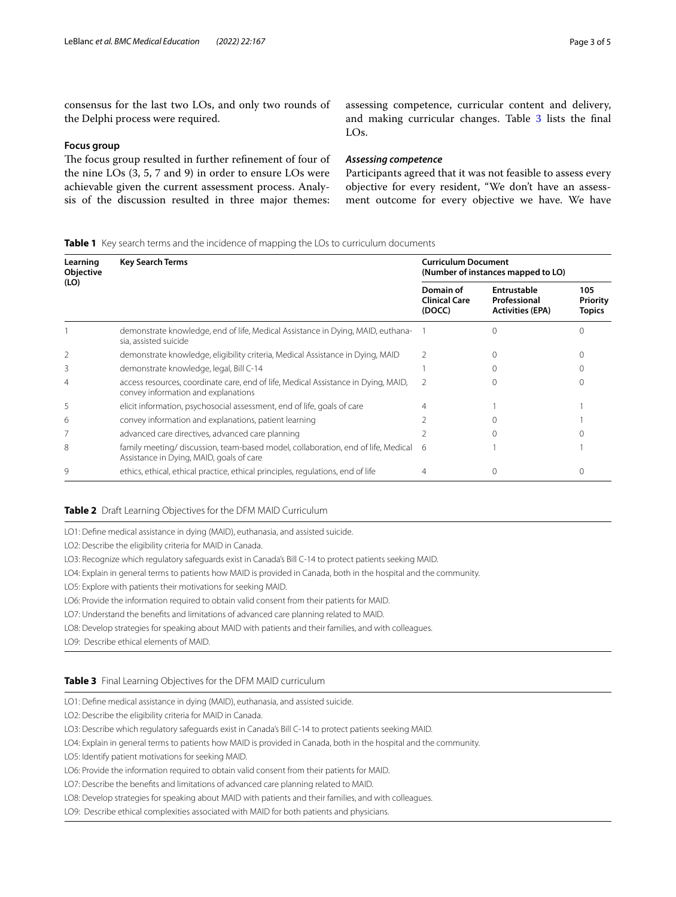consensus for the last two LOs, and only two rounds of the Delphi process were required.

### Focus group

The focus group resulted in further refinement of four of the nine LOs (3, 5, 7 and 9) in order to ensure LOs were achievable given the current assessment process. Analysis of the discussion resulted in three major themes: assessing competence, curricular content and delivery, and making curricular changes. Table 3 lists the final LOs.

#### *Assessing competence*

Participants agreed that it was not feasible to assess every objective for every resident, "We don't have an assessment outcome for every objective we have. We have

**Table 1** Key search terms and the incidence of mapping the LOs to curriculum documents

| Learning Objective (LO) | Key Search Terms | Curriculum Document (Number of instances mapped to LO) | | |
|---|---|---|---|---|
| | | Domain of Clinical Care (DOCC) | Entrustable Professional Activities (EPA) | 105 Priority Topics |
| 1 | demonstrate knowledge, end of life, Medical Assistance in Dying, MAID, euthanasia, assisted suicide | 1 | 0 | 0 |
| 2 | demonstrate knowledge, eligibility criteria, Medical Assistance in Dying, MAID | 2 | 0 | 0 |
| 3 | demonstrate knowledge, legal, Bill C-14 | 1 | 0 | 0 |
| 4 | access resources, coordinate care, end of life, Medical Assistance in Dying, MAID, convey information and explanations | 2 | 0 | 0 |
| 5 | elicit information, psychosocial assessment, end of life, goals of care | 4 | 1 | 1 |
| 6 | convey information and explanations, patient learning | 2 | 0 | 1 |
| 7 | advanced care directives, advanced care planning | 2 | 0 | 0 |
| 8 | family meeting/ discussion, team-based model, collaboration, end of life, Medical Assistance in Dying, MAID, goals of care | 6 | 1 | 1 |
| 9 | ethics, ethical, ethical practice, ethical principles, regulations, end of life | 4 | 0 | 0 |

**Table 2** Draft Learning Objectives for the DFM MAID Curriculum

LO1: Define medical assistance in dying (MAID), euthanasia, and assisted suicide.

LO2: Describe the eligibility criteria for MAID in Canada.

LO3: Recognize which regulatory safeguards exist in Canada's Bill C-14 to protect patients seeking MAID.

LO4: Explain in general terms to patients how MAID is provided in Canada, both in the hospital and the community.

LO5: Explore with patients their motivations for seeking MAID.

LO6: Provide the information required to obtain valid consent from their patients for MAID.

LO7: Understand the benefits and limitations of advanced care planning related to MAID.

LO8: Develop strategies for speaking about MAID with patients and their families, and with colleagues.

LO9: Describe ethical elements of MAID.

**Table 3** Final Learning Objectives for the DFM MAID curriculum

LO1: Define medical assistance in dying (MAID), euthanasia, and assisted suicide.

LO2: Describe the eligibility criteria for MAID in Canada.

LO3: Describe which regulatory safeguards exist in Canada's Bill C-14 to protect patients seeking MAID.

LO4: Explain in general terms to patients how MAID is provided in Canada, both in the hospital and the community.

LO5: Identify patient motivations for seeking MAID.

LO6: Provide the information required to obtain valid consent from their patients for MAID.

LO7: Describe the benefits and limitations of advanced care planning related to MAID.

LO8: Develop strategies for speaking about MAID with patients and their families, and with colleagues.

LO9: Describe ethical complexities associated with MAID for both patients and physicians.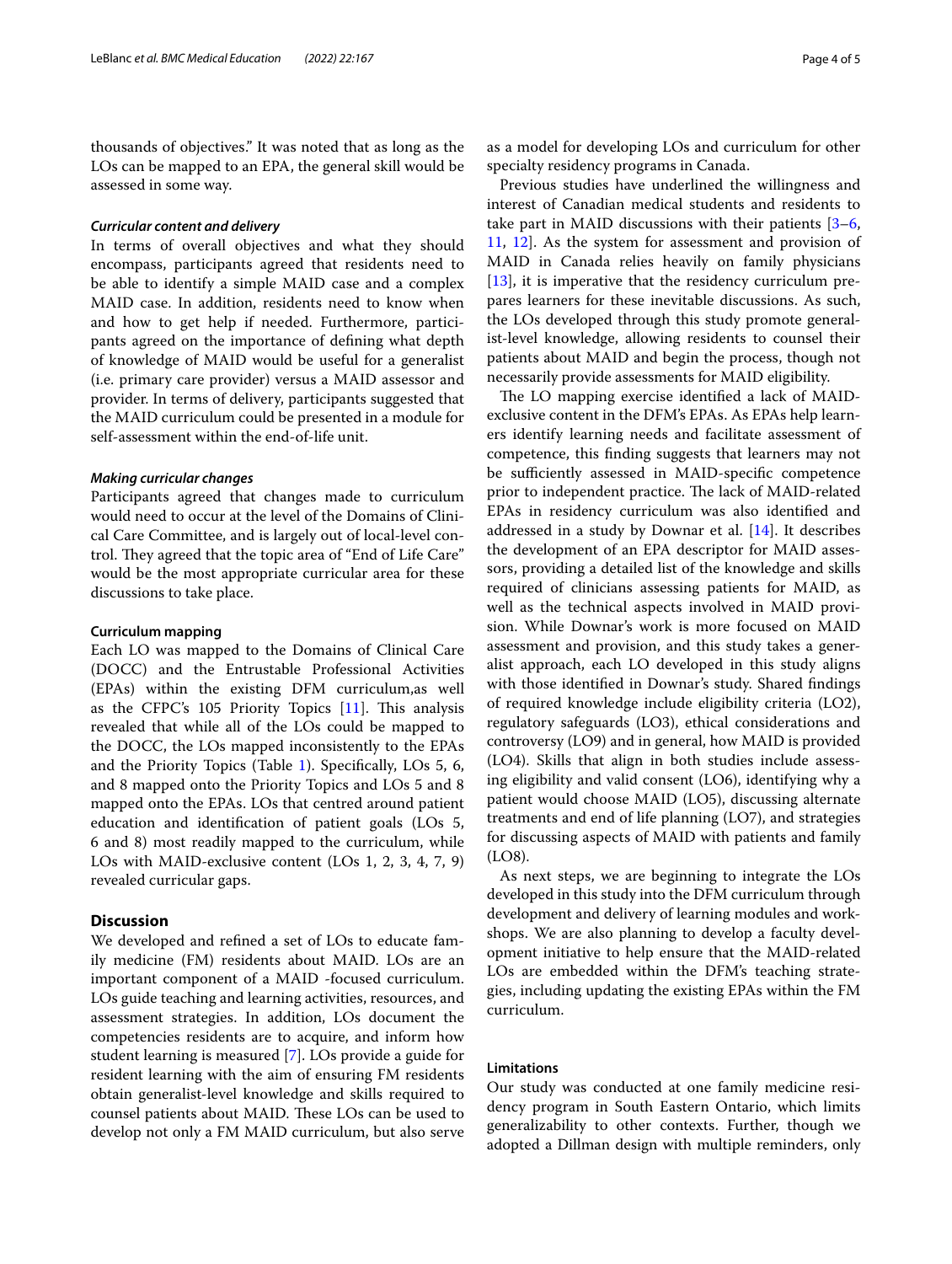thousands of objectives." It was noted that as long as the LOs can be mapped to an EPA, the general skill would be assessed in some way.

#### *Curricular content and delivery*

In terms of overall objectives and what they should encompass, participants agreed that residents need to be able to identify a simple MAID case and a complex MAID case. In addition, residents need to know when and how to get help if needed. Furthermore, participants agreed on the importance of defining what depth of knowledge of MAID would be useful for a generalist (i.e. primary care provider) versus a MAID assessor and provider. In terms of delivery, participants suggested that the MAID curriculum could be presented in a module for self-assessment within the end-of-life unit.

#### *Making curricular changes*

Participants agreed that changes made to curriculum would need to occur at the level of the Domains of Clinical Care Committee, and is largely out of local-level control. They agreed that the topic area of "End of Life Care" would be the most appropriate curricular area for these discussions to take place.

### Curriculum mapping

Each LO was mapped to the Domains of Clinical Care (DOCC) and the Entrustable Professional Activities (EPAs) within the existing DFM curriculum,as well as the CFPC's 105 Priority Topics [11]. This analysis revealed that while all of the LOs could be mapped to the DOCC, the LOs mapped inconsistently to the EPAs and the Priority Topics (Table 1). Specifically, LOs 5, 6, and 8 mapped onto the Priority Topics and LOs 5 and 8 mapped onto the EPAs. LOs that centred around patient education and identification of patient goals (LOs 5, 6 and 8) most readily mapped to the curriculum, while LOs with MAID-exclusive content (LOs 1, 2, 3, 4, 7, 9) revealed curricular gaps.

## Discussion

We developed and refined a set of LOs to educate family medicine (FM) residents about MAID. LOs are an important component of a MAID -focused curriculum. LOs guide teaching and learning activities, resources, and assessment strategies. In addition, LOs document the competencies residents are to acquire, and inform how student learning is measured [7]. LOs provide a guide for resident learning with the aim of ensuring FM residents obtain generalist-level knowledge and skills required to counsel patients about MAID. These LOs can be used to develop not only a FM MAID curriculum, but also serve as a model for developing LOs and curriculum for other specialty residency programs in Canada.

Previous studies have underlined the willingness and interest of Canadian medical students and residents to take part in MAID discussions with their patients [3–6, 11, 12]. As the system for assessment and provision of MAID in Canada relies heavily on family physicians [13], it is imperative that the residency curriculum prepares learners for these inevitable discussions. As such, the LOs developed through this study promote generalist-level knowledge, allowing residents to counsel their patients about MAID and begin the process, though not necessarily provide assessments for MAID eligibility.

The LO mapping exercise identified a lack of MAID-exclusive content in the DFM's EPAs. As EPAs help learners identify learning needs and facilitate assessment of competence, this finding suggests that learners may not be sufficiently assessed in MAID-specific competence prior to independent practice. The lack of MAID-related EPAs in residency curriculum was also identified and addressed in a study by Downar et al. [14]. It describes the development of an EPA descriptor for MAID assessors, providing a detailed list of the knowledge and skills required of clinicians assessing patients for MAID, as well as the technical aspects involved in MAID provision. While Downar's work is more focused on MAID assessment and provision, and this study takes a generalist approach, each LO developed in this study aligns with those identified in Downar's study. Shared findings of required knowledge include eligibility criteria (LO2), regulatory safeguards (LO3), ethical considerations and controversy (LO9) and in general, how MAID is provided (LO4). Skills that align in both studies include assessing eligibility and valid consent (LO6), identifying why a patient would choose MAID (LO5), discussing alternate treatments and end of life planning (LO7), and strategies for discussing aspects of MAID with patients and family (LO8).

As next steps, we are beginning to integrate the LOs developed in this study into the DFM curriculum through development and delivery of learning modules and workshops. We are also planning to develop a faculty development initiative to help ensure that the MAID-related LOs are embedded within the DFM's teaching strategies, including updating the existing EPAs within the FM curriculum.

### Limitations

Our study was conducted at one family medicine residency program in South Eastern Ontario, which limits generalizability to other contexts. Further, though we adopted a Dillman design with multiple reminders, only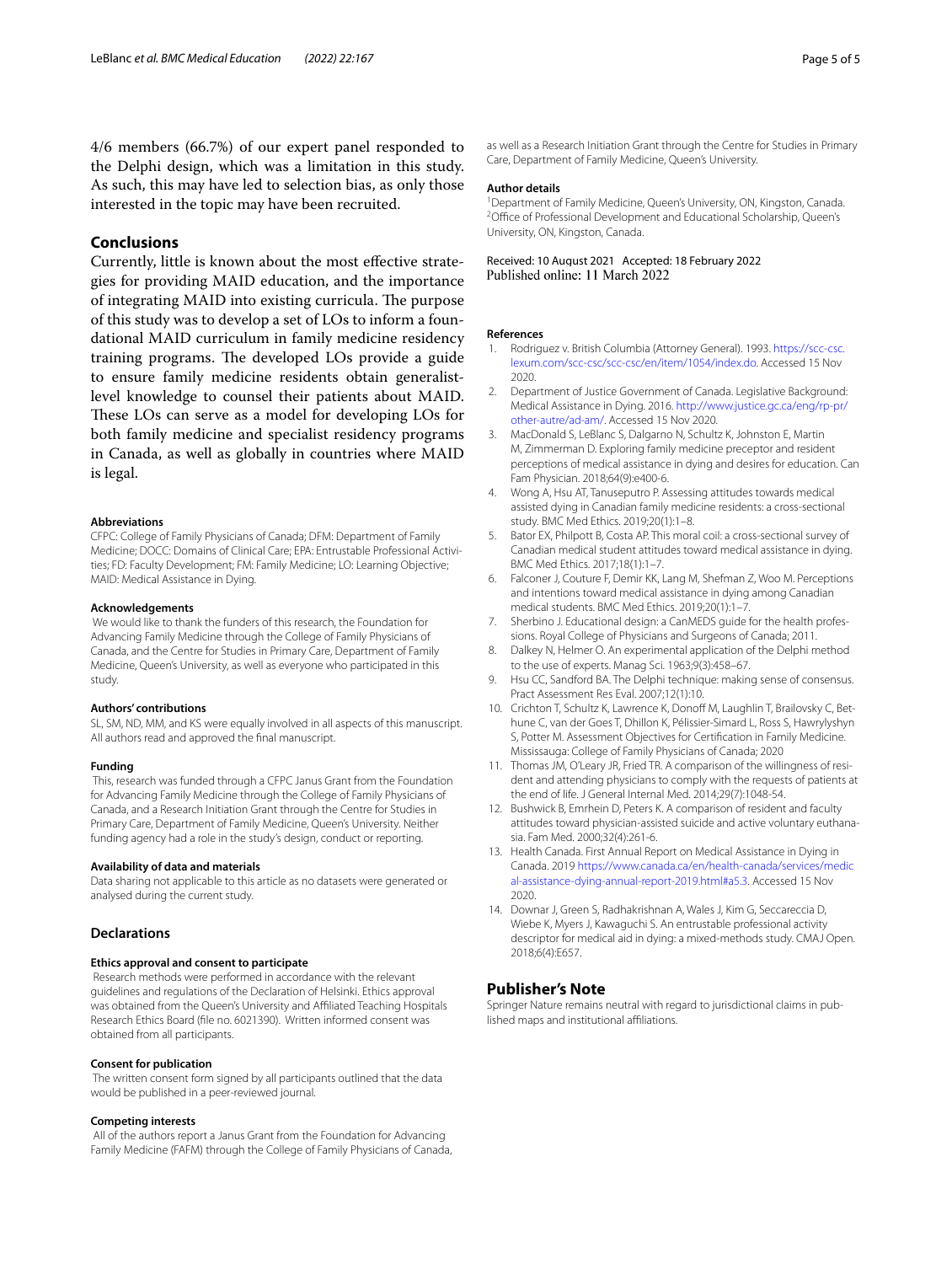4/6 members (66.7%) of our expert panel responded to the Delphi design, which was a limitation in this study. As such, this may have led to selection bias, as only those interested in the topic may have been recruited.

## Conclusions

Currently, little is known about the most effective strategies for providing MAID education, and the importance of integrating MAID into existing curricula. The purpose of this study was to develop a set of LOs to inform a foundational MAID curriculum in family medicine residency training programs. The developed LOs provide a guide to ensure family medicine residents obtain generalist-level knowledge to counsel their patients about MAID. These LOs can serve as a model for developing LOs for both family medicine and specialist residency programs in Canada, as well as globally in countries where MAID is legal.

#### Abbreviations

CFPC: College of Family Physicians of Canada; DFM: Department of Family Medicine; DOCC: Domains of Clinical Care; EPA: Entrustable Professional Activities; FD: Faculty Development; FM: Family Medicine; LO: Learning Objective; MAID: Medical Assistance in Dying.

#### Acknowledgements

We would like to thank the funders of this research, the Foundation for Advancing Family Medicine through the College of Family Physicians of Canada, and the Centre for Studies in Primary Care, Department of Family Medicine, Queen's University, as well as everyone who participated in this study.

#### Authors' contributions

SL, SM, ND, MM, and KS were equally involved in all aspects of this manuscript. All authors read and approved the final manuscript.

#### Funding

This, research was funded through a CFPC Janus Grant from the Foundation for Advancing Family Medicine through the College of Family Physicians of Canada, and a Research Initiation Grant through the Centre for Studies in Primary Care, Department of Family Medicine, Queen's University. Neither funding agency had a role in the study's design, conduct or reporting.

#### Availability of data and materials

Data sharing not applicable to this article as no datasets were generated or analysed during the current study.

### Declarations

#### Ethics approval and consent to participate

Research methods were performed in accordance with the relevant guidelines and regulations of the Declaration of Helsinki. Ethics approval was obtained from the Queen's University and Affiliated Teaching Hospitals Research Ethics Board (file no. 6021390). Written informed consent was obtained from all participants.

#### Consent for publication

The written consent form signed by all participants outlined that the data would be published in a peer-reviewed journal.

#### Competing interests

All of the authors report a Janus Grant from the Foundation for Advancing Family Medicine (FAFM) through the College of Family Physicians of Canada, as well as a Research Initiation Grant through the Centre for Studies in Primary Care, Department of Family Medicine, Queen's University.

#### Author details

[1]Department of Family Medicine, Queen's University, ON, Kingston, Canada. [2]Office of Professional Development and Educational Scholarship, Queen's University, ON, Kingston, Canada.

Received: 10 August 2021 Accepted: 18 February 2022
Published online: 11 March 2022

#### References

1. Rodriguez v. British Columbia (Attorney General). 1993. https://scc-csc.lexum.com/scc-csc/scc-csc/en/item/1054/index.do. Accessed 15 Nov 2020.
2. Department of Justice Government of Canada. Legislative Background: Medical Assistance in Dying. 2016. http://www.justice.gc.ca/eng/rp-pr/other-autre/ad-am/. Accessed 15 Nov 2020.
3. MacDonald S, LeBlanc S, Dalgarno N, Schultz K, Johnston E, Martin M, Zimmerman D. Exploring family medicine preceptor and resident perceptions of medical assistance in dying and desires for education. Can Fam Physician. 2018;64(9):e400-6.
4. Wong A, Hsu AT, Tanuseputro P. Assessing attitudes towards medical assisted dying in Canadian family medicine residents: a cross-sectional study. BMC Med Ethics. 2019;20(1):1–8.
5. Bator EX, Philpott B, Costa AP. This moral coil: a cross-sectional survey of Canadian medical student attitudes toward medical assistance in dying. BMC Med Ethics. 2017;18(1):1–7.
6. Falconer J, Couture F, Demir KK, Lang M, Shefman Z, Woo M. Perceptions and intentions toward medical assistance in dying among Canadian medical students. BMC Med Ethics. 2019;20(1):1–7.
7. Sherbino J. Educational design: a CanMEDS guide for the health professions. Royal College of Physicians and Surgeons of Canada; 2011.
8. Dalkey N, Helmer O. An experimental application of the Delphi method to the use of experts. Manag Sci. 1963;9(3):458–67.
9. Hsu CC, Sandford BA. The Delphi technique: making sense of consensus. Pract Assessment Res Eval. 2007;12(1):10.
10. Crichton T, Schultz K, Lawrence K, Donoff M, Laughlin T, Brailovsky C, Bethune C, van der Goes T, Dhillon K, Pélissier-Simard L, Ross S, Hawrylyshyn S, Potter M. Assessment Objectives for Certification in Family Medicine. Mississauga: College of Family Physicians of Canada; 2020
11. Thomas JM, O'Leary JR, Fried TR. A comparison of the willingness of resident and attending physicians to comply with the requests of patients at the end of life. J General Internal Med. 2014;29(7):1048-54.
12. Bushwick B, Emrhein D, Peters K. A comparison of resident and faculty attitudes toward physician-assisted suicide and active voluntary euthanasia. Fam Med. 2000;32(4):261-6.
13. Health Canada. First Annual Report on Medical Assistance in Dying in Canada. 2019 https://www.canada.ca/en/health-canada/services/medical-assistance-dying-annual-report-2019.html#a5.3. Accessed 15 Nov 2020.
14. Downar J, Green S, Radhakrishnan A, Wales J, Kim G, Seccareccia D, Wiebe K, Myers J, Kawaguchi S. An entrustable professional activity descriptor for medical aid in dying: a mixed-methods study. CMAJ Open. 2018;6(4):E657.

### Publisher's Note

Springer Nature remains neutral with regard to jurisdictional claims in published maps and institutional affiliations.